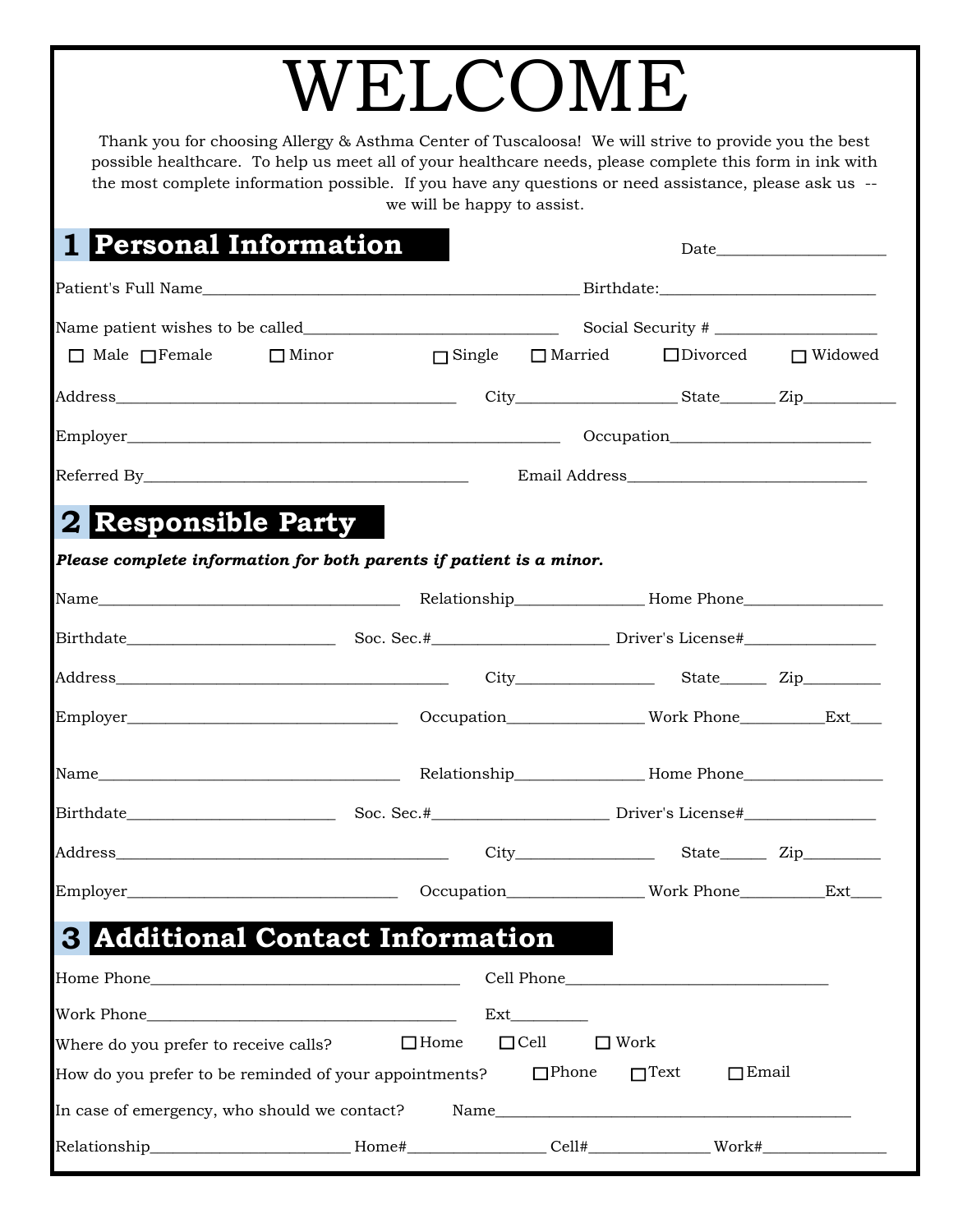# WELCOME

Thank you for choosing Allergy & Asthma Center of Tuscaloosa! We will strive to provide you the best possible healthcare. To help us meet all of your healthcare needs, please complete this form in ink with the most complete information possible. If you have any questions or need assistance, please ask us -- we will be happy to assist.

## 1 Personal Information

Date____________________

Patient's Full Name____________________________________________ Birthdate:_________________________

Name patient wishes to be called______________________________ Social Security # ___________________

☐ Male ☐ Female ☐ Minor ☐ Single ☐ Married ☐ Divorced ☐ Widowed

Address_______________________________________ City__________________ State______ Zip___________

Employer__________________________________________ Occupation_______________________

Referred By______________________________________ Email Address____________________________

## 2 Responsible Party

***Please complete information for both parents if patient is a minor.***

Name___________________________________ Relationship_______________ Home Phone________________

Birthdate_________________________ Soc. Sec.#_____________________ Driver's License#________________

Address_______________________________________ City________________ State_____ Zip_________

Employer_______________________________ Occupation________________ Work Phone_________Ext____

Name___________________________________ Relationship_______________ Home Phone________________

Birthdate_________________________ Soc. Sec.#_____________________ Driver's License#________________

Address_______________________________________ City________________ State_____ Zip_________

Employer_______________________________ Occupation________________ Work Phone_________Ext____

## 3 Additional Contact Information

Home Phone____________________________________ Cell Phone______________________________

Work Phone____________________________________ Ext_________

Where do you prefer to receive calls? ☐ Home ☐ Cell ☐ Work

How do you prefer to be reminded of your appointments? ☐ Phone ☐ Text ☐ Email

In case of emergency, who should we contact? Name__________________________________________

Relationship________________________ Home#________________ Cell#______________ Work#_______________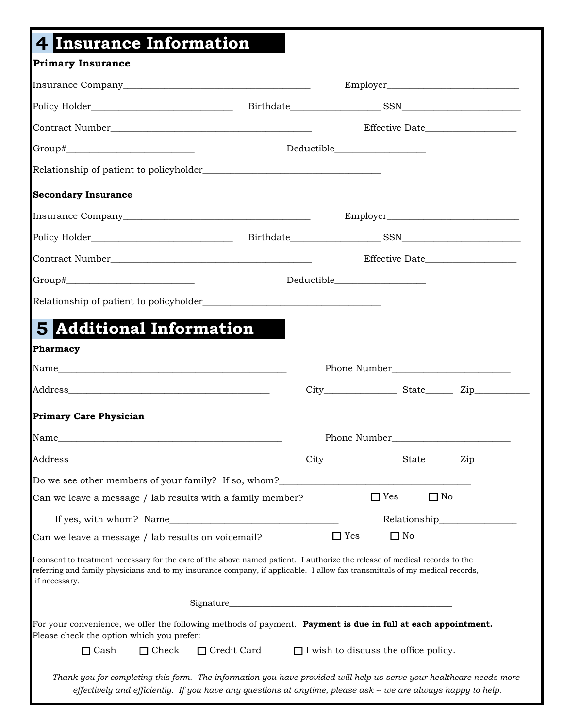## 4 Insurance Information

**Primary Insurance**

Insurance Company________________________________________ Employer____________________________

Policy Holder______________________________ Birthdate___________________ SSN_________________________

Contract Number___________________________________________ Effective Date___________________

Group#___________________________ Deductible___________________

Relationship of patient to policyholder_____________________________________

**Secondary Insurance**

Insurance Company________________________________________ Employer____________________________

Policy Holder______________________________ Birthdate___________________ SSN_________________________

Contract Number___________________________________________ Effective Date___________________

Group#___________________________ Deductible___________________

Relationship of patient to policyholder_____________________________________

## 5 Additional Information

**Pharmacy**

Name_________________________________________________ Phone Number_________________________

Address_____________________________________________ City_______________ State______ Zip____________

**Primary Care Physician**

Name________________________________________________ Phone Number_________________________

Address_____________________________________________ City______________ State_____ Zip____________

Do we see other members of your family? If so, whom?_________________________________________

Can we leave a message / lab results with a family member? ☐ Yes ☐ No

If yes, with whom? Name____________________________________ Relationship________________

Can we leave a message / lab results on voicemail? ☐ Yes ☐ No

I consent to treatment necessary for the care of the above named patient. I authorize the release of medical records to the referring and family physicians and to my insurance company, if applicable. I allow fax transmittals of my medical records, if necessary.

Signature_______________________________________________

For your convenience, we offer the following methods of payment. **Payment is due in full at each appointment.** Please check the option which you prefer:

☐ Cash ☐ Check ☐ Credit Card ☐ I wish to discuss the office policy.

*Thank you for completing this form. The information you have provided will help us serve your healthcare needs more effectively and efficiently. If you have any questions at anytime, please ask -- we are always happy to help.*